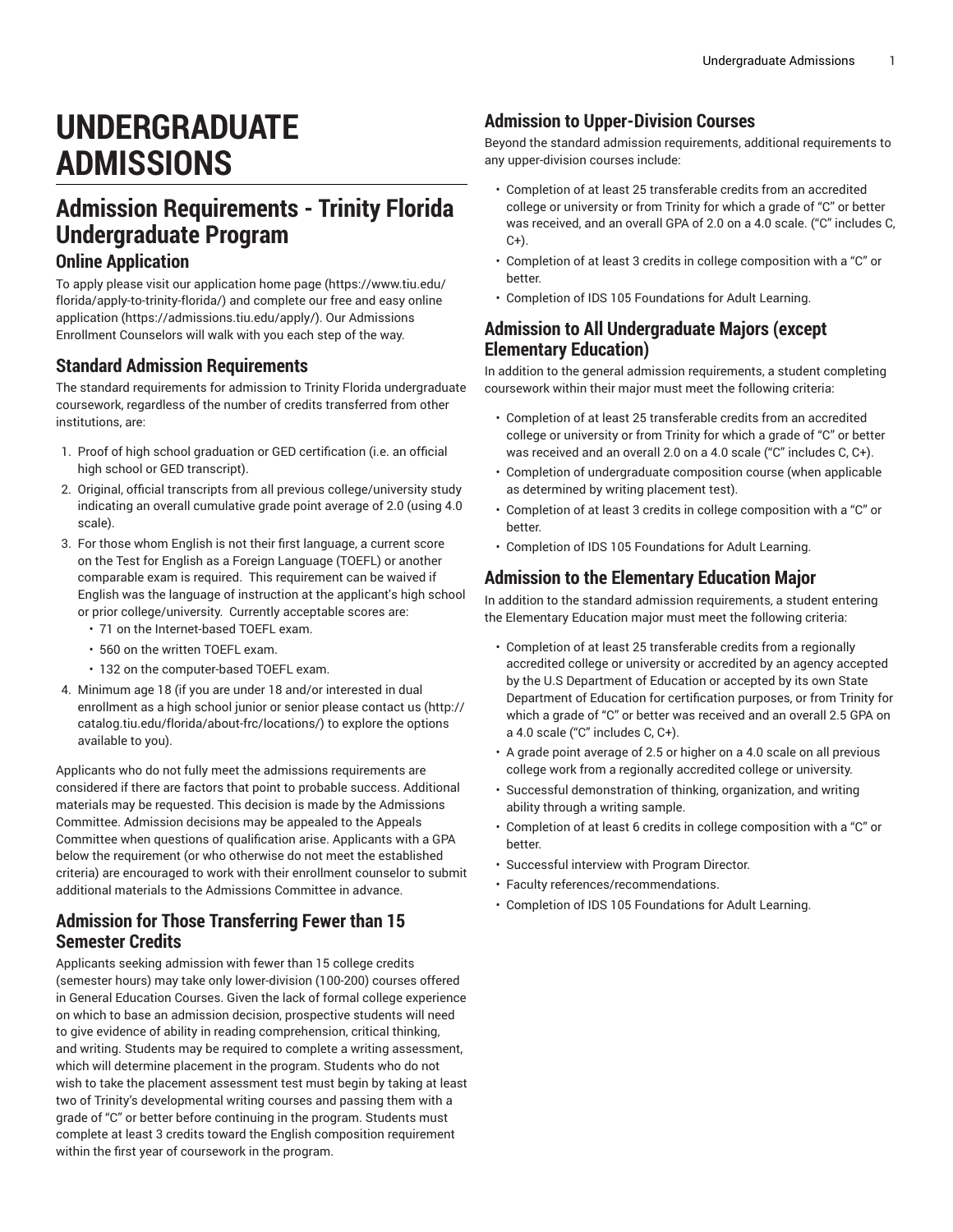# UNDERGRADUATE ADMISSIONS

## Admission Requirements - Trinity Florida Undergraduate Program

### Online Application

To apply please visit our application home page (https://www.tiu.edu/florida/apply-to-trinity-florida/) and complete our free and easy online application (https://admissions.tiu.edu/apply/). Our Admissions Enrollment Counselors will walk with you each step of the way.

### Standard Admission Requirements

The standard requirements for admission to Trinity Florida undergraduate coursework, regardless of the number of credits transferred from other institutions, are:

1. Proof of high school graduation or GED certification (i.e. an official high school or GED transcript).
2. Original, official transcripts from all previous college/university study indicating an overall cumulative grade point average of 2.0 (using 4.0 scale).
3. For those whom English is not their first language, a current score on the Test for English as a Foreign Language (TOEFL) or another comparable exam is required. This requirement can be waived if English was the language of instruction at the applicant's high school or prior college/university. Currently acceptable scores are:
   - 71 on the Internet-based TOEFL exam.
   - 560 on the written TOEFL exam.
   - 132 on the computer-based TOEFL exam.
4. Minimum age 18 (if you are under 18 and/or interested in dual enrollment as a high school junior or senior please contact us (http://catalog.tiu.edu/florida/about-frc/locations/) to explore the options available to you).

Applicants who do not fully meet the admissions requirements are considered if there are factors that point to probable success. Additional materials may be requested. This decision is made by the Admissions Committee. Admission decisions may be appealed to the Appeals Committee when questions of qualification arise. Applicants with a GPA below the requirement (or who otherwise do not meet the established criteria) are encouraged to work with their enrollment counselor to submit additional materials to the Admissions Committee in advance.

### Admission for Those Transferring Fewer than 15 Semester Credits

Applicants seeking admission with fewer than 15 college credits (semester hours) may take only lower-division (100-200) courses offered in General Education Courses. Given the lack of formal college experience on which to base an admission decision, prospective students will need to give evidence of ability in reading comprehension, critical thinking, and writing. Students may be required to complete a writing assessment, which will determine placement in the program. Students who do not wish to take the placement assessment test must begin by taking at least two of Trinity's developmental writing courses and passing them with a grade of "C" or better before continuing in the program. Students must complete at least 3 credits toward the English composition requirement within the first year of coursework in the program.

### Admission to Upper-Division Courses

Beyond the standard admission requirements, additional requirements to any upper-division courses include:

- Completion of at least 25 transferable credits from an accredited college or university or from Trinity for which a grade of "C" or better was received, and an overall GPA of 2.0 on a 4.0 scale. ("C" includes C, C+).
- Completion of at least 3 credits in college composition with a "C" or better.
- Completion of IDS 105 Foundations for Adult Learning.

### Admission to All Undergraduate Majors (except Elementary Education)

In addition to the general admission requirements, a student completing coursework within their major must meet the following criteria:

- Completion of at least 25 transferable credits from an accredited college or university or from Trinity for which a grade of "C" or better was received and an overall 2.0 on a 4.0 scale ("C" includes C, C+).
- Completion of undergraduate composition course (when applicable as determined by writing placement test).
- Completion of at least 3 credits in college composition with a "C" or better.
- Completion of IDS 105 Foundations for Adult Learning.

### Admission to the Elementary Education Major

In addition to the standard admission requirements, a student entering the Elementary Education major must meet the following criteria:

- Completion of at least 25 transferable credits from a regionally accredited college or university or accredited by an agency accepted by the U.S Department of Education or accepted by its own State Department of Education for certification purposes, or from Trinity for which a grade of "C" or better was received and an overall 2.5 GPA on a 4.0 scale ("C" includes C, C+).
- A grade point average of 2.5 or higher on a 4.0 scale on all previous college work from a regionally accredited college or university.
- Successful demonstration of thinking, organization, and writing ability through a writing sample.
- Completion of at least 6 credits in college composition with a "C" or better.
- Successful interview with Program Director.
- Faculty references/recommendations.
- Completion of IDS 105 Foundations for Adult Learning.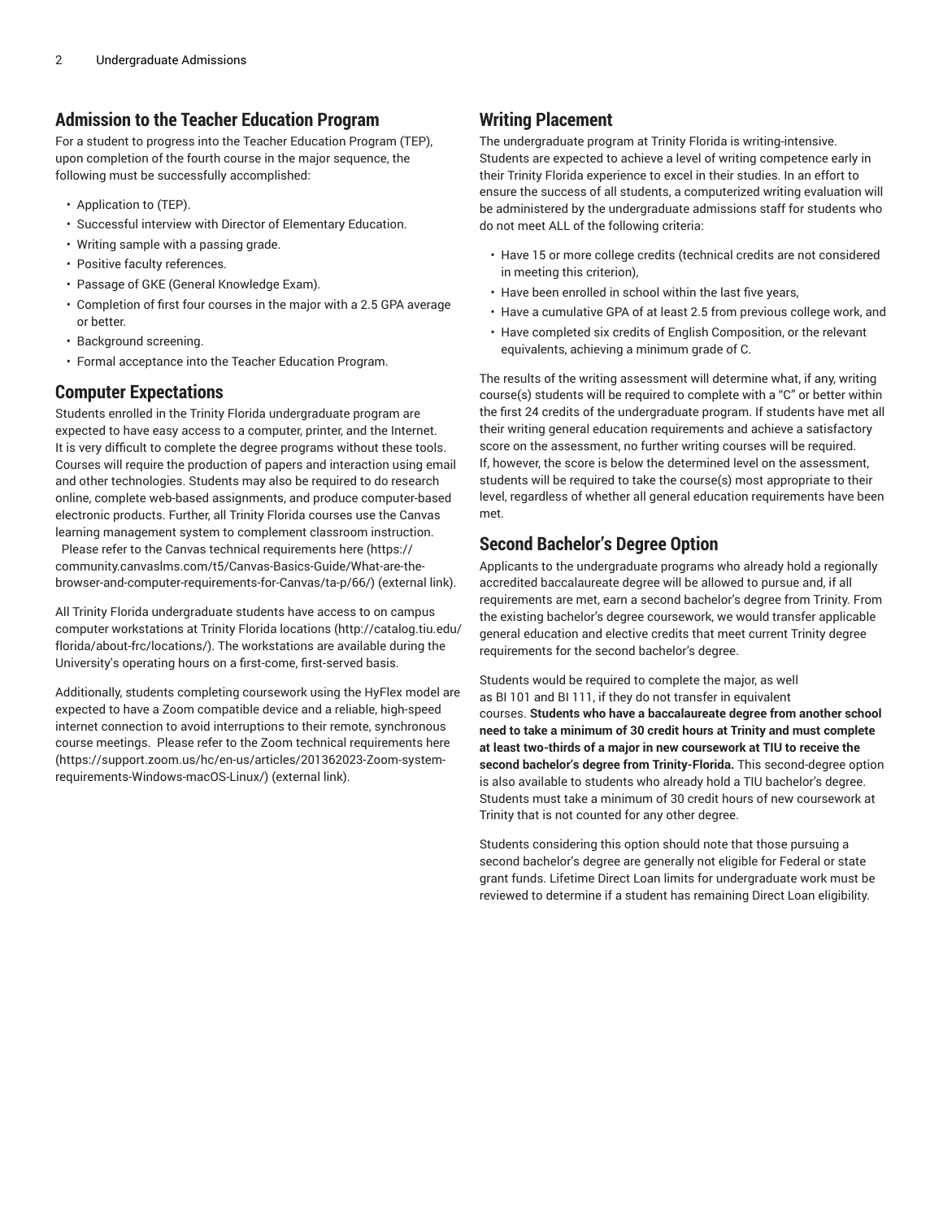## Admission to the Teacher Education Program

For a student to progress into the Teacher Education Program (TEP), upon completion of the fourth course in the major sequence, the following must be successfully accomplished:

- Application to (TEP).
- Successful interview with Director of Elementary Education.
- Writing sample with a passing grade.
- Positive faculty references.
- Passage of GKE (General Knowledge Exam).
- Completion of first four courses in the major with a 2.5 GPA average or better.
- Background screening.
- Formal acceptance into the Teacher Education Program.

## Computer Expectations

Students enrolled in the Trinity Florida undergraduate program are expected to have easy access to a computer, printer, and the Internet. It is very difficult to complete the degree programs without these tools. Courses will require the production of papers and interaction using email and other technologies. Students may also be required to do research online, complete web-based assignments, and produce computer-based electronic products. Further, all Trinity Florida courses use the Canvas learning management system to complement classroom instruction. Please refer to the Canvas technical requirements here (https://community.canvaslms.com/t5/Canvas-Basics-Guide/What-are-the-browser-and-computer-requirements-for-Canvas/ta-p/66/) (external link).

All Trinity Florida undergraduate students have access to on campus computer workstations at Trinity Florida locations (http://catalog.tiu.edu/florida/about-frc/locations/). The workstations are available during the University's operating hours on a first-come, first-served basis.

Additionally, students completing coursework using the HyFlex model are expected to have a Zoom compatible device and a reliable, high-speed internet connection to avoid interruptions to their remote, synchronous course meetings. Please refer to the Zoom technical requirements here (https://support.zoom.us/hc/en-us/articles/201362023-Zoom-system-requirements-Windows-macOS-Linux/) (external link).

## Writing Placement

The undergraduate program at Trinity Florida is writing-intensive. Students are expected to achieve a level of writing competence early in their Trinity Florida experience to excel in their studies. In an effort to ensure the success of all students, a computerized writing evaluation will be administered by the undergraduate admissions staff for students who do not meet ALL of the following criteria:

- Have 15 or more college credits (technical credits are not considered in meeting this criterion),
- Have been enrolled in school within the last five years,
- Have a cumulative GPA of at least 2.5 from previous college work, and
- Have completed six credits of English Composition, or the relevant equivalents, achieving a minimum grade of C.

The results of the writing assessment will determine what, if any, writing course(s) students will be required to complete with a "C" or better within the first 24 credits of the undergraduate program. If students have met all their writing general education requirements and achieve a satisfactory score on the assessment, no further writing courses will be required. If, however, the score is below the determined level on the assessment, students will be required to take the course(s) most appropriate to their level, regardless of whether all general education requirements have been met.

## Second Bachelor's Degree Option

Applicants to the undergraduate programs who already hold a regionally accredited baccalaureate degree will be allowed to pursue and, if all requirements are met, earn a second bachelor's degree from Trinity. From the existing bachelor's degree coursework, we would transfer applicable general education and elective credits that meet current Trinity degree requirements for the second bachelor's degree.

Students would be required to complete the major, as well as BI 101 and BI 111, if they do not transfer in equivalent courses. **Students who have a baccalaureate degree from another school need to take a minimum of 30 credit hours at Trinity and must complete at least two-thirds of a major in new coursework at TIU to receive the second bachelor's degree from Trinity-Florida.** This second-degree option is also available to students who already hold a TIU bachelor's degree. Students must take a minimum of 30 credit hours of new coursework at Trinity that is not counted for any other degree.

Students considering this option should note that those pursuing a second bachelor's degree are generally not eligible for Federal or state grant funds. Lifetime Direct Loan limits for undergraduate work must be reviewed to determine if a student has remaining Direct Loan eligibility.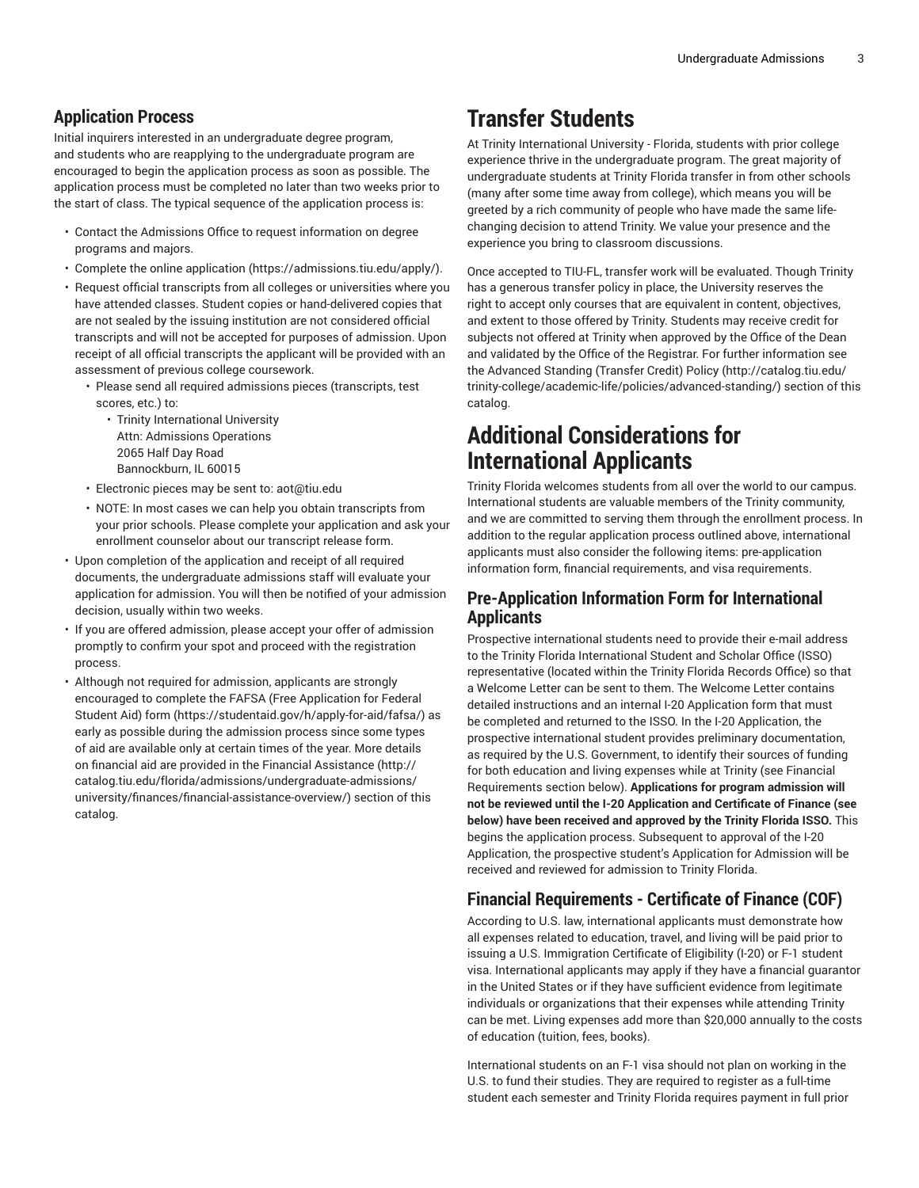## Application Process

Initial inquirers interested in an undergraduate degree program, and students who are reapplying to the undergraduate program are encouraged to begin the application process as soon as possible. The application process must be completed no later than two weeks prior to the start of class. The typical sequence of the application process is:

- Contact the Admissions Office to request information on degree programs and majors.
- Complete the online application (https://admissions.tiu.edu/apply/).
- Request official transcripts from all colleges or universities where you have attended classes. Student copies or hand-delivered copies that are not sealed by the issuing institution are not considered official transcripts and will not be accepted for purposes of admission. Upon receipt of all official transcripts the applicant will be provided with an assessment of previous college coursework.
  - Please send all required admissions pieces (transcripts, test scores, etc.) to:
    - Trinity International University
      Attn: Admissions Operations
      2065 Half Day Road
      Bannockburn, IL 60015
  - Electronic pieces may be sent to: aot@tiu.edu
  - NOTE: In most cases we can help you obtain transcripts from your prior schools. Please complete your application and ask your enrollment counselor about our transcript release form.
- Upon completion of the application and receipt of all required documents, the undergraduate admissions staff will evaluate your application for admission. You will then be notified of your admission decision, usually within two weeks.
- If you are offered admission, please accept your offer of admission promptly to confirm your spot and proceed with the registration process.
- Although not required for admission, applicants are strongly encouraged to complete the FAFSA (Free Application for Federal Student Aid) form (https://studentaid.gov/h/apply-for-aid/fafsa/) as early as possible during the admission process since some types of aid are available only at certain times of the year. More details on financial aid are provided in the Financial Assistance (http://catalog.tiu.edu/florida/admissions/undergraduate-admissions/university/finances/financial-assistance-overview/) section of this catalog.

# Transfer Students

At Trinity International University - Florida, students with prior college experience thrive in the undergraduate program. The great majority of undergraduate students at Trinity Florida transfer in from other schools (many after some time away from college), which means you will be greeted by a rich community of people who have made the same life-changing decision to attend Trinity. We value your presence and the experience you bring to classroom discussions.

Once accepted to TIU-FL, transfer work will be evaluated. Though Trinity has a generous transfer policy in place, the University reserves the right to accept only courses that are equivalent in content, objectives, and extent to those offered by Trinity. Students may receive credit for subjects not offered at Trinity when approved by the Office of the Dean and validated by the Office of the Registrar. For further information see the Advanced Standing (Transfer Credit) Policy (http://catalog.tiu.edu/trinity-college/academic-life/policies/advanced-standing/) section of this catalog.

# Additional Considerations for International Applicants

Trinity Florida welcomes students from all over the world to our campus. International students are valuable members of the Trinity community, and we are committed to serving them through the enrollment process. In addition to the regular application process outlined above, international applicants must also consider the following items: pre-application information form, financial requirements, and visa requirements.

## Pre-Application Information Form for International Applicants

Prospective international students need to provide their e-mail address to the Trinity Florida International Student and Scholar Office (ISSO) representative (located within the Trinity Florida Records Office) so that a Welcome Letter can be sent to them. The Welcome Letter contains detailed instructions and an internal I-20 Application form that must be completed and returned to the ISSO. In the I-20 Application, the prospective international student provides preliminary documentation, as required by the U.S. Government, to identify their sources of funding for both education and living expenses while at Trinity (see Financial Requirements section below). **Applications for program admission will not be reviewed until the I-20 Application and Certificate of Finance (see below) have been received and approved by the Trinity Florida ISSO.** This begins the application process. Subsequent to approval of the I-20 Application, the prospective student's Application for Admission will be received and reviewed for admission to Trinity Florida.

## Financial Requirements - Certificate of Finance (COF)

According to U.S. law, international applicants must demonstrate how all expenses related to education, travel, and living will be paid prior to issuing a U.S. Immigration Certificate of Eligibility (I-20) or F-1 student visa. International applicants may apply if they have a financial guarantor in the United States or if they have sufficient evidence from legitimate individuals or organizations that their expenses while attending Trinity can be met. Living expenses add more than $20,000 annually to the costs of education (tuition, fees, books).

International students on an F-1 visa should not plan on working in the U.S. to fund their studies. They are required to register as a full-time student each semester and Trinity Florida requires payment in full prior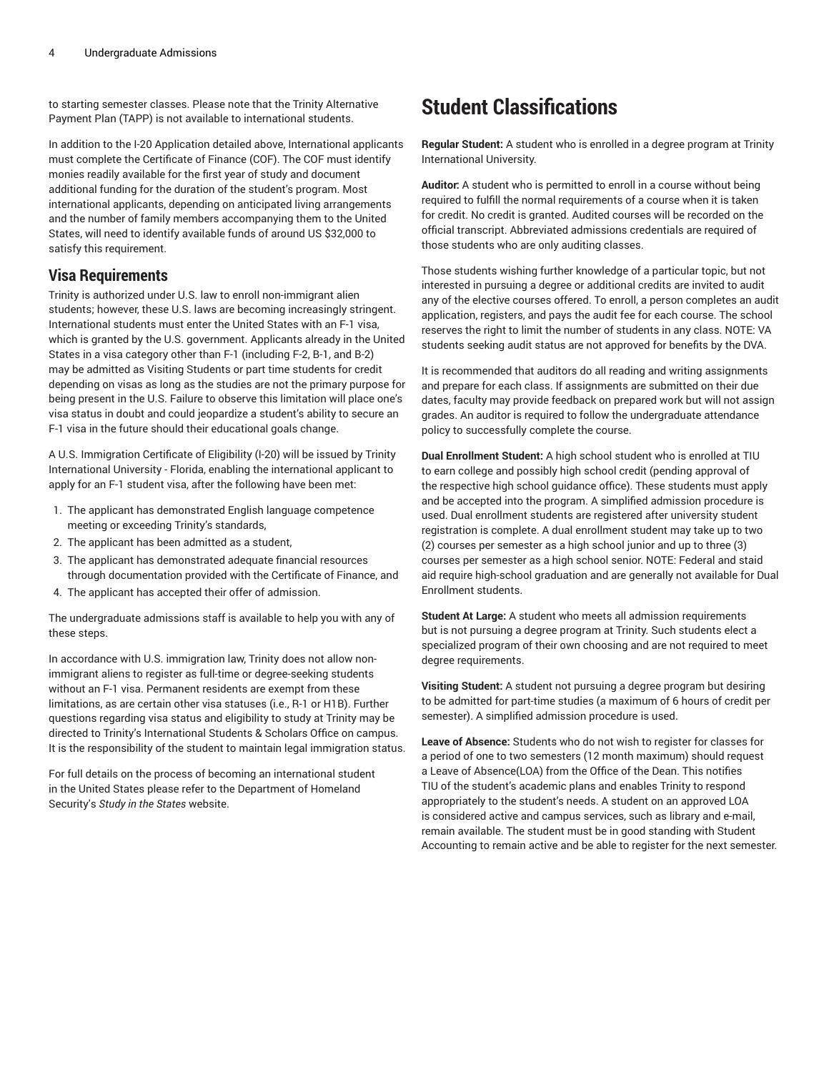to starting semester classes. Please note that the Trinity Alternative Payment Plan (TAPP) is not available to international students.

In addition to the I-20 Application detailed above, International applicants must complete the Certificate of Finance (COF). The COF must identify monies readily available for the first year of study and document additional funding for the duration of the student's program. Most international applicants, depending on anticipated living arrangements and the number of family members accompanying them to the United States, will need to identify available funds of around US $32,000 to satisfy this requirement.

## Visa Requirements

Trinity is authorized under U.S. law to enroll non-immigrant alien students; however, these U.S. laws are becoming increasingly stringent. International students must enter the United States with an F-1 visa, which is granted by the U.S. government. Applicants already in the United States in a visa category other than F-1 (including F-2, B-1, and B-2) may be admitted as Visiting Students or part time students for credit depending on visas as long as the studies are not the primary purpose for being present in the U.S. Failure to observe this limitation will place one's visa status in doubt and could jeopardize a student's ability to secure an F-1 visa in the future should their educational goals change.

A U.S. Immigration Certificate of Eligibility (I-20) will be issued by Trinity International University - Florida, enabling the international applicant to apply for an F-1 student visa, after the following have been met:

1. The applicant has demonstrated English language competence meeting or exceeding Trinity's standards,
2. The applicant has been admitted as a student,
3. The applicant has demonstrated adequate financial resources through documentation provided with the Certificate of Finance, and
4. The applicant has accepted their offer of admission.

The undergraduate admissions staff is available to help you with any of these steps.

In accordance with U.S. immigration law, Trinity does not allow non-immigrant aliens to register as full-time or degree-seeking students without an F-1 visa. Permanent residents are exempt from these limitations, as are certain other visa statuses (i.e., R-1 or H1B). Further questions regarding visa status and eligibility to study at Trinity may be directed to Trinity's International Students & Scholars Office on campus. It is the responsibility of the student to maintain legal immigration status.

For full details on the process of becoming an international student in the United States please refer to the Department of Homeland Security's *Study in the States* website.

# Student Classifications

**Regular Student:** A student who is enrolled in a degree program at Trinity International University.

**Auditor:** A student who is permitted to enroll in a course without being required to fulfill the normal requirements of a course when it is taken for credit. No credit is granted. Audited courses will be recorded on the official transcript. Abbreviated admissions credentials are required of those students who are only auditing classes.

Those students wishing further knowledge of a particular topic, but not interested in pursuing a degree or additional credits are invited to audit any of the elective courses offered. To enroll, a person completes an audit application, registers, and pays the audit fee for each course. The school reserves the right to limit the number of students in any class. NOTE: VA students seeking audit status are not approved for benefits by the DVA.

It is recommended that auditors do all reading and writing assignments and prepare for each class. If assignments are submitted on their due dates, faculty may provide feedback on prepared work but will not assign grades. An auditor is required to follow the undergraduate attendance policy to successfully complete the course.

**Dual Enrollment Student:** A high school student who is enrolled at TIU to earn college and possibly high school credit (pending approval of the respective high school guidance office). These students must apply and be accepted into the program. A simplified admission procedure is used. Dual enrollment students are registered after university student registration is complete. A dual enrollment student may take up to two (2) courses per semester as a high school junior and up to three (3) courses per semester as a high school senior. NOTE: Federal and staid aid require high-school graduation and are generally not available for Dual Enrollment students.

**Student At Large:** A student who meets all admission requirements but is not pursuing a degree program at Trinity. Such students elect a specialized program of their own choosing and are not required to meet degree requirements.

**Visiting Student:** A student not pursuing a degree program but desiring to be admitted for part-time studies (a maximum of 6 hours of credit per semester). A simplified admission procedure is used.

**Leave of Absence:** Students who do not wish to register for classes for a period of one to two semesters (12 month maximum) should request a Leave of Absence(LOA) from the Office of the Dean. This notifies TIU of the student's academic plans and enables Trinity to respond appropriately to the student's needs. A student on an approved LOA is considered active and campus services, such as library and e-mail, remain available. The student must be in good standing with Student Accounting to remain active and be able to register for the next semester.